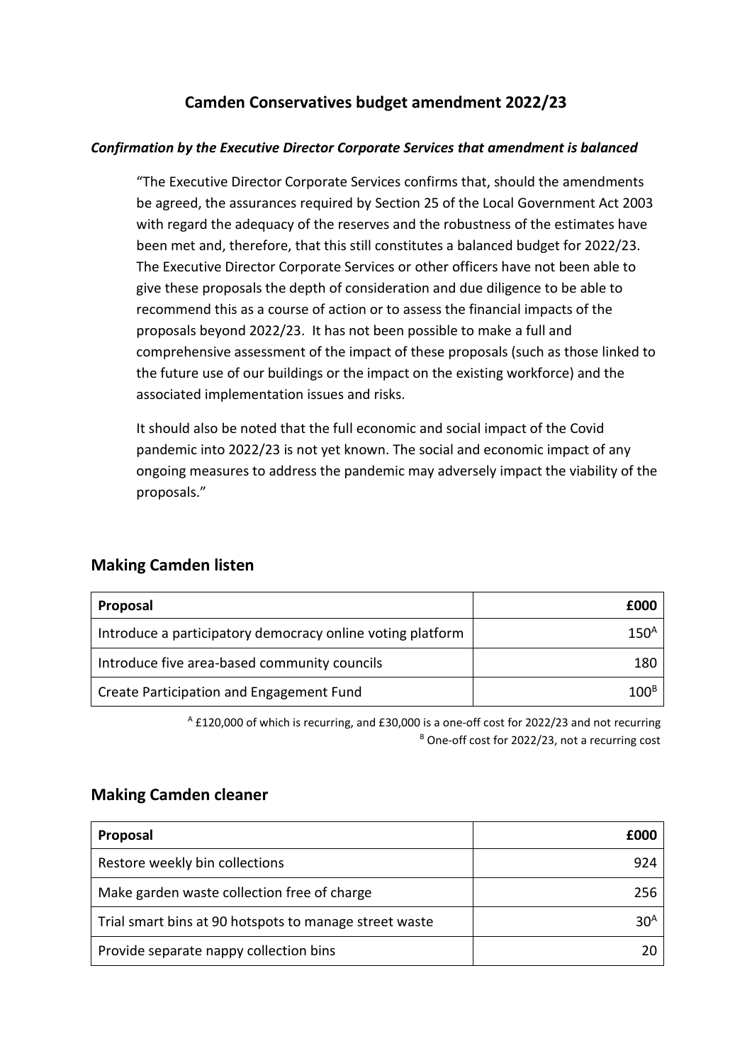# Camden Conservatives budget amendment 2022/23

***Confirmation by the Executive Director Corporate Services that amendment is balanced***

> "The Executive Director Corporate Services confirms that, should the amendments be agreed, the assurances required by Section 25 of the Local Government Act 2003 with regard the adequacy of the reserves and the robustness of the estimates have been met and, therefore, that this still constitutes a balanced budget for 2022/23. The Executive Director Corporate Services or other officers have not been able to give these proposals the depth of consideration and due diligence to be able to recommend this as a course of action or to assess the financial impacts of the proposals beyond 2022/23. It has not been possible to make a full and comprehensive assessment of the impact of these proposals (such as those linked to the future use of our buildings or the impact on the existing workforce) and the associated implementation issues and risks.
>
> It should also be noted that the full economic and social impact of the Covid pandemic into 2022/23 is not yet known. The social and economic impact of any ongoing measures to address the pandemic may adversely impact the viability of the proposals."

## Making Camden listen

| Proposal | £000 |
|---|---:|
| Introduce a participatory democracy online voting platform | 150[A] |
| Introduce five area-based community councils | 180 |
| Create Participation and Engagement Fund | 100[B] |

[A] £120,000 of which is recurring, and £30,000 is a one-off cost for 2022/23 and not recurring
[B] One-off cost for 2022/23, not a recurring cost

## Making Camden cleaner

| Proposal | £000 |
|---|---:|
| Restore weekly bin collections | 924 |
| Make garden waste collection free of charge | 256 |
| Trial smart bins at 90 hotspots to manage street waste | 30[A] |
| Provide separate nappy collection bins | 20 |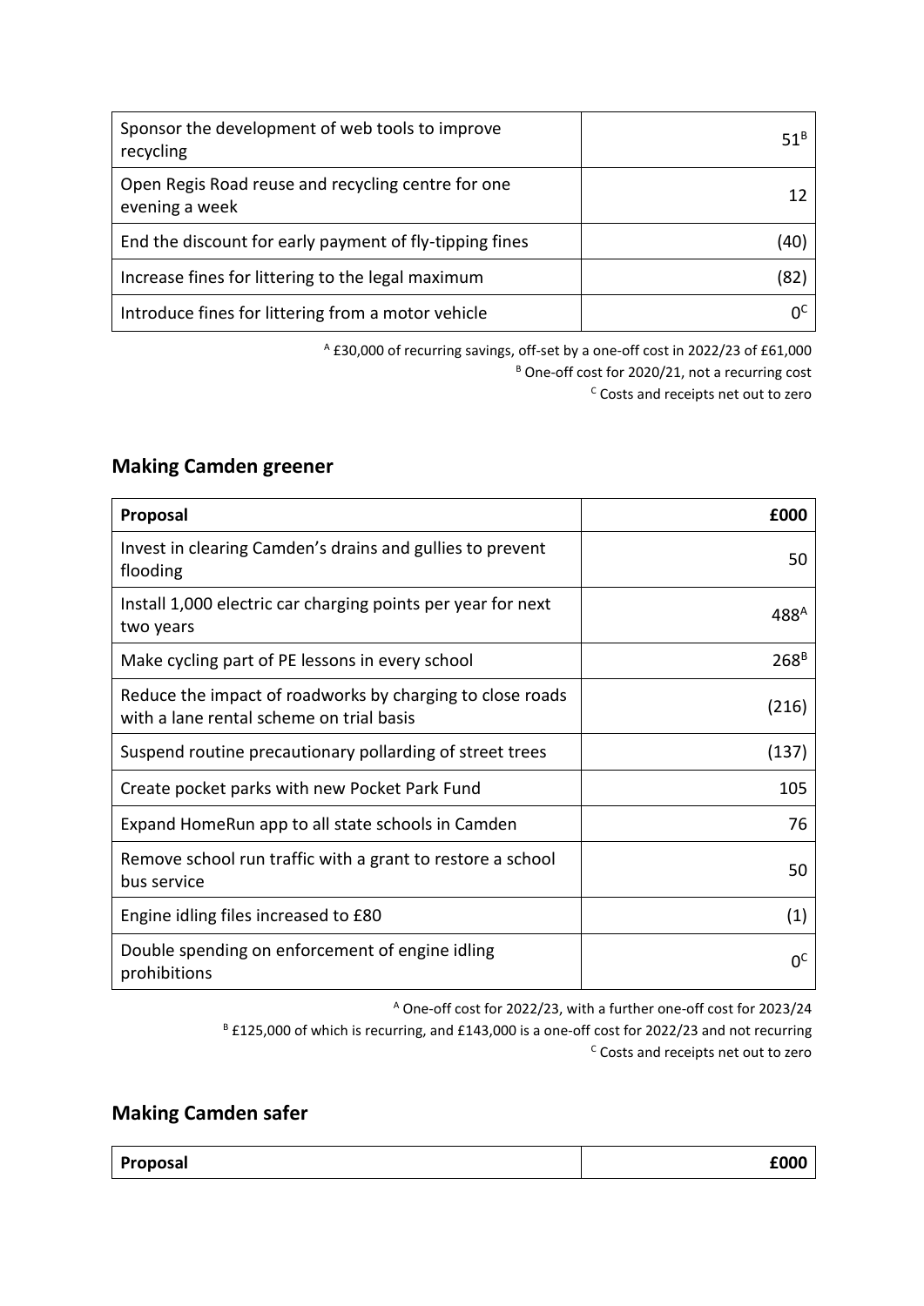| | |
|---|---|
| Sponsor the development of web tools to improve recycling | 51[B] |
| Open Regis Road reuse and recycling centre for one evening a week | 12 |
| End the discount for early payment of fly-tipping fines | (40) |
| Increase fines for littering to the legal maximum | (82) |
| Introduce fines for littering from a motor vehicle | 0[C] |

[A] £30,000 of recurring savings, off-set by a one-off cost in 2022/23 of £61,000
[B] One-off cost for 2020/21, not a recurring cost
[C] Costs and receipts net out to zero

## Making Camden greener

| Proposal | £000 |
|---|---|
| Invest in clearing Camden's drains and gullies to prevent flooding | 50 |
| Install 1,000 electric car charging points per year for next two years | 488[A] |
| Make cycling part of PE lessons in every school | 268[B] |
| Reduce the impact of roadworks by charging to close roads with a lane rental scheme on trial basis | (216) |
| Suspend routine precautionary pollarding of street trees | (137) |
| Create pocket parks with new Pocket Park Fund | 105 |
| Expand HomeRun app to all state schools in Camden | 76 |
| Remove school run traffic with a grant to restore a school bus service | 50 |
| Engine idling files increased to £80 | (1) |
| Double spending on enforcement of engine idling prohibitions | 0[C] |

[A] One-off cost for 2022/23, with a further one-off cost for 2023/24
[B] £125,000 of which is recurring, and £143,000 is a one-off cost for 2022/23 and not recurring
[C] Costs and receipts net out to zero

## Making Camden safer

| Proposal | £000 |
|---|---|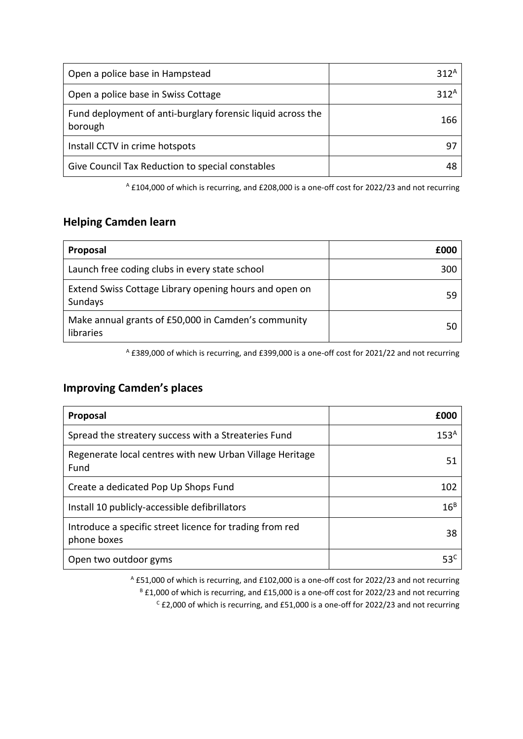| | |
|---|---:|
| Open a police base in Hampstead | 312[A] |
| Open a police base in Swiss Cottage | 312[A] |
| Fund deployment of anti-burglary forensic liquid across the borough | 166 |
| Install CCTV in crime hotspots | 97 |
| Give Council Tax Reduction to special constables | 48 |

[A] £104,000 of which is recurring, and £208,000 is a one-off cost for 2022/23 and not recurring

## Helping Camden learn

| Proposal | £000 |
|---|---:|
| Launch free coding clubs in every state school | 300 |
| Extend Swiss Cottage Library opening hours and open on Sundays | 59 |
| Make annual grants of £50,000 in Camden's community libraries | 50 |

[A] £389,000 of which is recurring, and £399,000 is a one-off cost for 2021/22 and not recurring

## Improving Camden's places

| Proposal | £000 |
|---|---:|
| Spread the streatery success with a Streateries Fund | 153[A] |
| Regenerate local centres with new Urban Village Heritage Fund | 51 |
| Create a dedicated Pop Up Shops Fund | 102 |
| Install 10 publicly-accessible defibrillators | 16[B] |
| Introduce a specific street licence for trading from red phone boxes | 38 |
| Open two outdoor gyms | 53[C] |

[A] £51,000 of which is recurring, and £102,000 is a one-off cost for 2022/23 and not recurring

[B] £1,000 of which is recurring, and £15,000 is a one-off cost for 2022/23 and not recurring

[C] £2,000 of which is recurring, and £51,000 is a one-off for 2022/23 and not recurring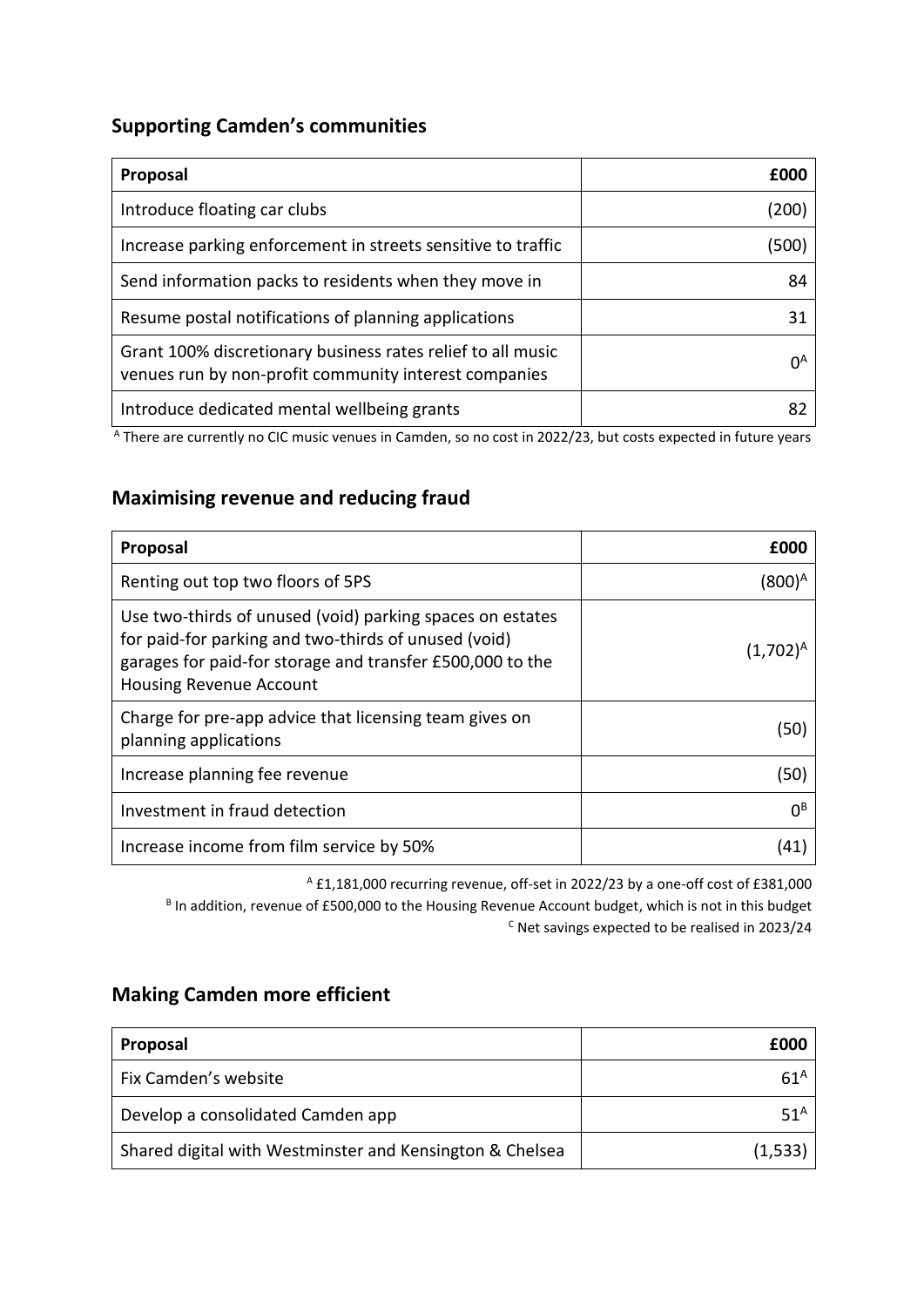## Supporting Camden's communities

| Proposal | £000 |
|---|---:|
| Introduce floating car clubs | (200) |
| Increase parking enforcement in streets sensitive to traffic | (500) |
| Send information packs to residents when they move in | 84 |
| Resume postal notifications of planning applications | 31 |
| Grant 100% discretionary business rates relief to all music venues run by non-profit community interest companies | 0[A] |
| Introduce dedicated mental wellbeing grants | 82 |

[A] There are currently no CIC music venues in Camden, so no cost in 2022/23, but costs expected in future years

## Maximising revenue and reducing fraud

| Proposal | £000 |
|---|---:|
| Renting out top two floors of 5PS | (800)[A] |
| Use two-thirds of unused (void) parking spaces on estates for paid-for parking and two-thirds of unused (void) garages for paid-for storage and transfer £500,000 to the Housing Revenue Account | (1,702)[A] |
| Charge for pre-app advice that licensing team gives on planning applications | (50) |
| Increase planning fee revenue | (50) |
| Investment in fraud detection | 0[B] |
| Increase income from film service by 50% | (41) |

[A] £1,181,000 recurring revenue, off-set in 2022/23 by a one-off cost of £381,000

[B] In addition, revenue of £500,000 to the Housing Revenue Account budget, which is not in this budget

[C] Net savings expected to be realised in 2023/24

## Making Camden more efficient

| Proposal | £000 |
|---|---:|
| Fix Camden's website | 61[A] |
| Develop a consolidated Camden app | 51[A] |
| Shared digital with Westminster and Kensington & Chelsea | (1,533) |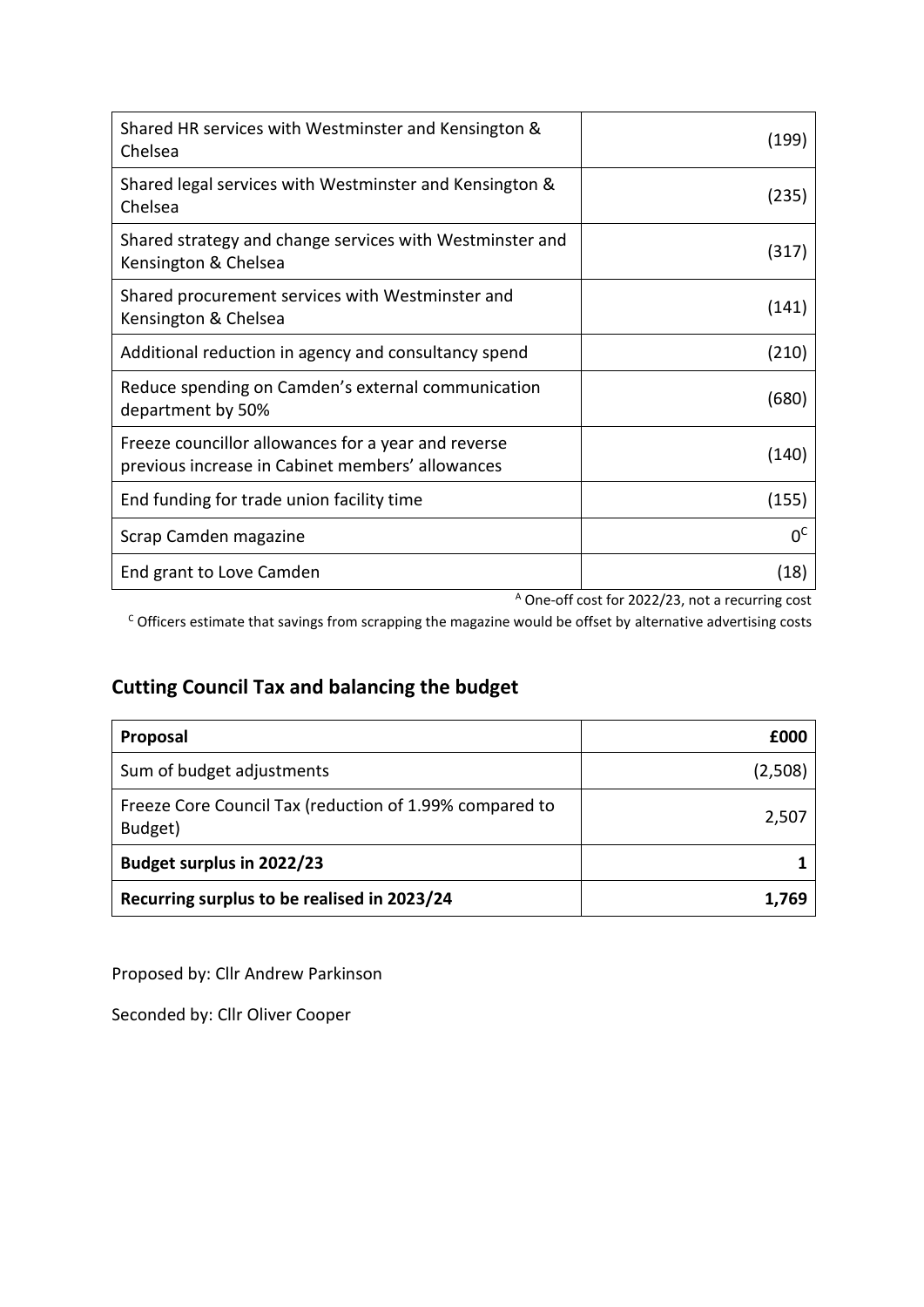| | |
|---|---|
| Shared HR services with Westminster and Kensington & Chelsea | (199) |
| Shared legal services with Westminster and Kensington & Chelsea | (235) |
| Shared strategy and change services with Westminster and Kensington & Chelsea | (317) |
| Shared procurement services with Westminster and Kensington & Chelsea | (141) |
| Additional reduction in agency and consultancy spend | (210) |
| Reduce spending on Camden's external communication department by 50% | (680) |
| Freeze councillor allowances for a year and reverse previous increase in Cabinet members' allowances | (140) |
| End funding for trade union facility time | (155) |
| Scrap Camden magazine | 0[C] |
| End grant to Love Camden | (18) |

[A] One-off cost for 2022/23, not a recurring cost

[C] Officers estimate that savings from scrapping the magazine would be offset by alternative advertising costs

## Cutting Council Tax and balancing the budget

| **Proposal** | **£000** |
|---|---|
| Sum of budget adjustments | (2,508) |
| Freeze Core Council Tax (reduction of 1.99% compared to Budget) | 2,507 |
| **Budget surplus in 2022/23** | **1** |
| **Recurring surplus to be realised in 2023/24** | **1,769** |

Proposed by: Cllr Andrew Parkinson

Seconded by: Cllr Oliver Cooper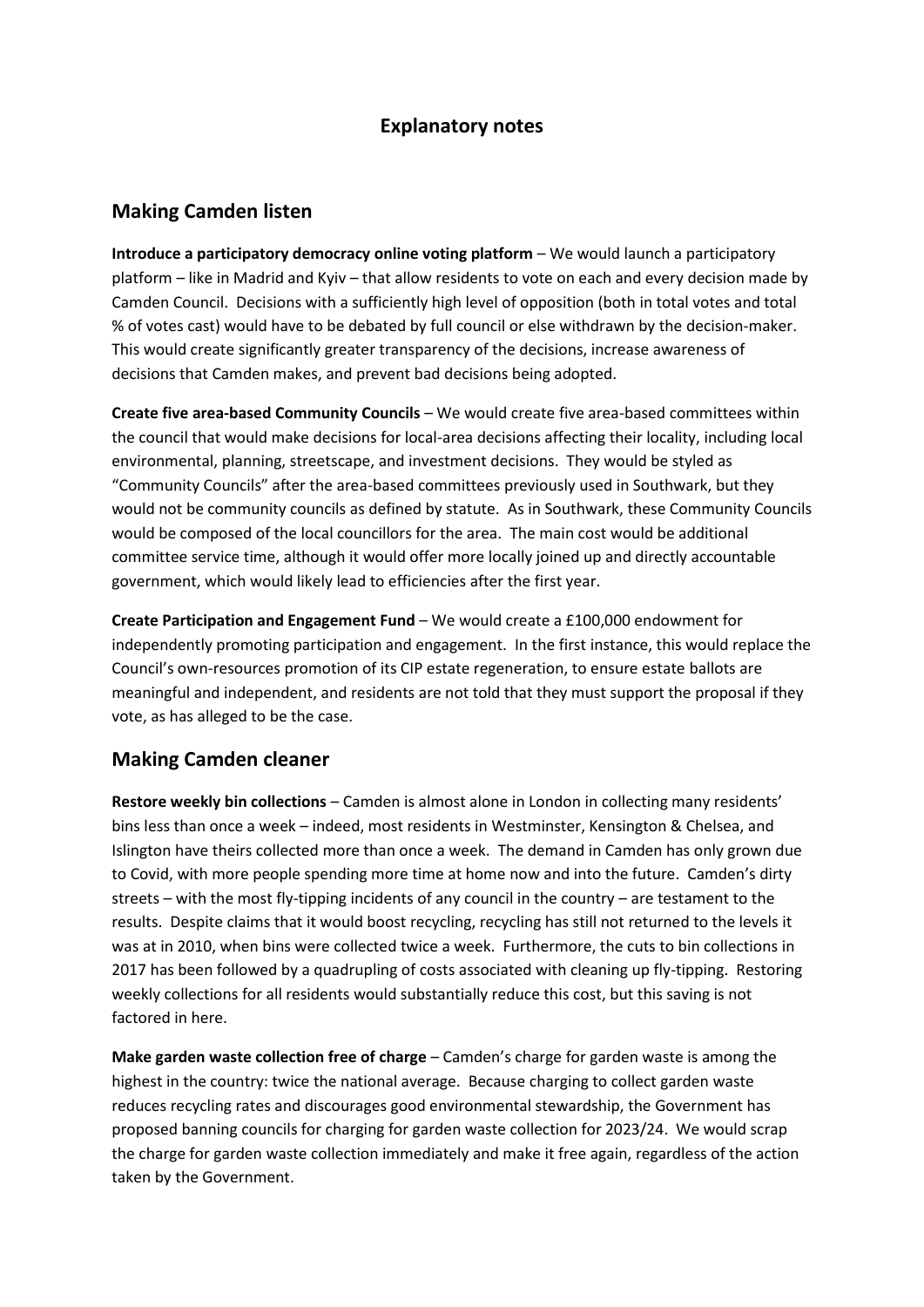# Explanatory notes

## Making Camden listen

**Introduce a participatory democracy online voting platform** – We would launch a participatory platform – like in Madrid and Kyiv – that allow residents to vote on each and every decision made by Camden Council. Decisions with a sufficiently high level of opposition (both in total votes and total % of votes cast) would have to be debated by full council or else withdrawn by the decision-maker. This would create significantly greater transparency of the decisions, increase awareness of decisions that Camden makes, and prevent bad decisions being adopted.

**Create five area-based Community Councils** – We would create five area-based committees within the council that would make decisions for local-area decisions affecting their locality, including local environmental, planning, streetscape, and investment decisions. They would be styled as "Community Councils" after the area-based committees previously used in Southwark, but they would not be community councils as defined by statute. As in Southwark, these Community Councils would be composed of the local councillors for the area. The main cost would be additional committee service time, although it would offer more locally joined up and directly accountable government, which would likely lead to efficiencies after the first year.

**Create Participation and Engagement Fund** – We would create a £100,000 endowment for independently promoting participation and engagement. In the first instance, this would replace the Council's own-resources promotion of its CIP estate regeneration, to ensure estate ballots are meaningful and independent, and residents are not told that they must support the proposal if they vote, as has alleged to be the case.

## Making Camden cleaner

**Restore weekly bin collections** – Camden is almost alone in London in collecting many residents' bins less than once a week – indeed, most residents in Westminster, Kensington & Chelsea, and Islington have theirs collected more than once a week. The demand in Camden has only grown due to Covid, with more people spending more time at home now and into the future. Camden's dirty streets – with the most fly-tipping incidents of any council in the country – are testament to the results. Despite claims that it would boost recycling, recycling has still not returned to the levels it was at in 2010, when bins were collected twice a week. Furthermore, the cuts to bin collections in 2017 has been followed by a quadrupling of costs associated with cleaning up fly-tipping. Restoring weekly collections for all residents would substantially reduce this cost, but this saving is not factored in here.

**Make garden waste collection free of charge** – Camden's charge for garden waste is among the highest in the country: twice the national average. Because charging to collect garden waste reduces recycling rates and discourages good environmental stewardship, the Government has proposed banning councils for charging for garden waste collection for 2023/24. We would scrap the charge for garden waste collection immediately and make it free again, regardless of the action taken by the Government.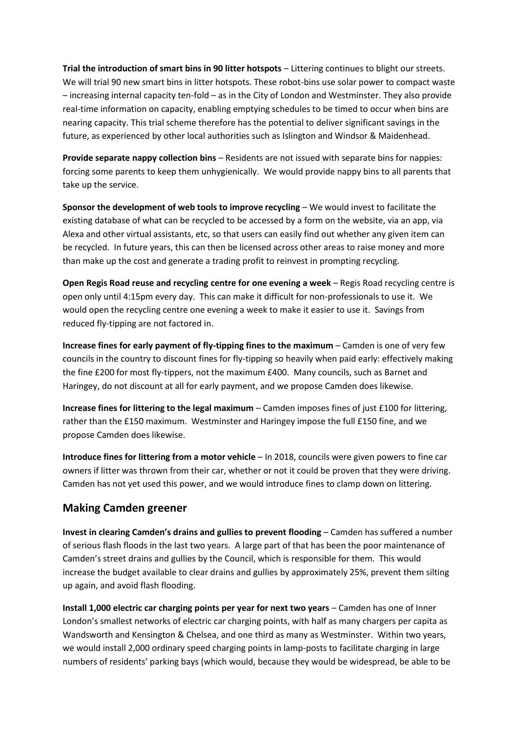**Trial the introduction of smart bins in 90 litter hotspots** – Littering continues to blight our streets. We will trial 90 new smart bins in litter hotspots. These robot-bins use solar power to compact waste – increasing internal capacity ten-fold – as in the City of London and Westminster. They also provide real-time information on capacity, enabling emptying schedules to be timed to occur when bins are nearing capacity. This trial scheme therefore has the potential to deliver significant savings in the future, as experienced by other local authorities such as Islington and Windsor & Maidenhead.

**Provide separate nappy collection bins** – Residents are not issued with separate bins for nappies: forcing some parents to keep them unhygienically. We would provide nappy bins to all parents that take up the service.

**Sponsor the development of web tools to improve recycling** – We would invest to facilitate the existing database of what can be recycled to be accessed by a form on the website, via an app, via Alexa and other virtual assistants, etc, so that users can easily find out whether any given item can be recycled. In future years, this can then be licensed across other areas to raise money and more than make up the cost and generate a trading profit to reinvest in prompting recycling.

**Open Regis Road reuse and recycling centre for one evening a week** – Regis Road recycling centre is open only until 4:15pm every day. This can make it difficult for non-professionals to use it. We would open the recycling centre one evening a week to make it easier to use it. Savings from reduced fly-tipping are not factored in.

**Increase fines for early payment of fly-tipping fines to the maximum** – Camden is one of very few councils in the country to discount fines for fly-tipping so heavily when paid early: effectively making the fine £200 for most fly-tippers, not the maximum £400. Many councils, such as Barnet and Haringey, do not discount at all for early payment, and we propose Camden does likewise.

**Increase fines for littering to the legal maximum** – Camden imposes fines of just £100 for littering, rather than the £150 maximum. Westminster and Haringey impose the full £150 fine, and we propose Camden does likewise.

**Introduce fines for littering from a motor vehicle** – In 2018, councils were given powers to fine car owners if litter was thrown from their car, whether or not it could be proven that they were driving. Camden has not yet used this power, and we would introduce fines to clamp down on littering.

## Making Camden greener

**Invest in clearing Camden's drains and gullies to prevent flooding** – Camden has suffered a number of serious flash floods in the last two years. A large part of that has been the poor maintenance of Camden's street drains and gullies by the Council, which is responsible for them. This would increase the budget available to clear drains and gullies by approximately 25%, prevent them silting up again, and avoid flash flooding.

**Install 1,000 electric car charging points per year for next two years** – Camden has one of Inner London's smallest networks of electric car charging points, with half as many chargers per capita as Wandsworth and Kensington & Chelsea, and one third as many as Westminster. Within two years, we would install 2,000 ordinary speed charging points in lamp-posts to facilitate charging in large numbers of residents' parking bays (which would, because they would be widespread, be able to be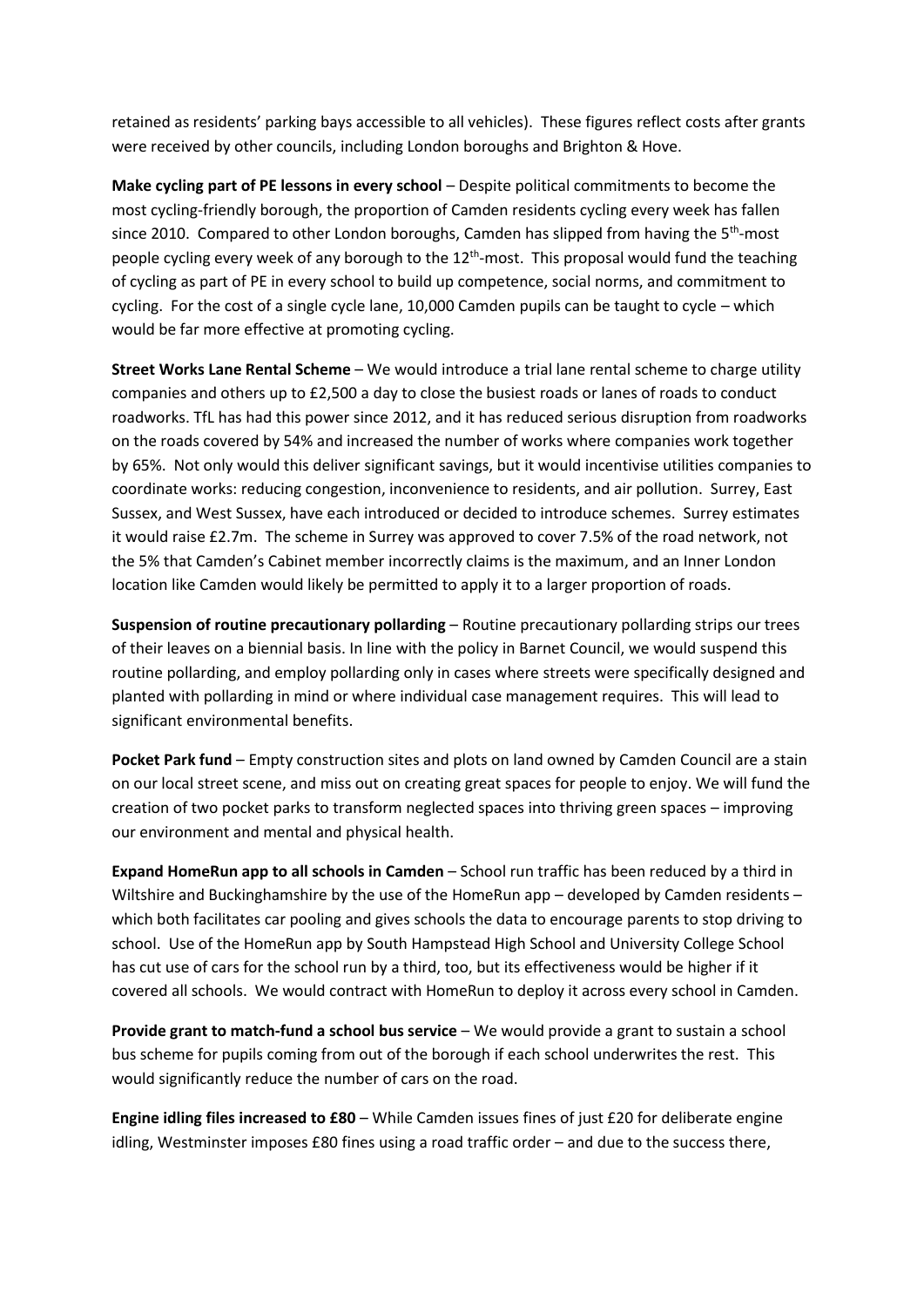retained as residents' parking bays accessible to all vehicles). These figures reflect costs after grants were received by other councils, including London boroughs and Brighton & Hove.

**Make cycling part of PE lessons in every school** – Despite political commitments to become the most cycling-friendly borough, the proportion of Camden residents cycling every week has fallen since 2010. Compared to other London boroughs, Camden has slipped from having the 5th-most people cycling every week of any borough to the 12th-most. This proposal would fund the teaching of cycling as part of PE in every school to build up competence, social norms, and commitment to cycling. For the cost of a single cycle lane, 10,000 Camden pupils can be taught to cycle – which would be far more effective at promoting cycling.

**Street Works Lane Rental Scheme** – We would introduce a trial lane rental scheme to charge utility companies and others up to £2,500 a day to close the busiest roads or lanes of roads to conduct roadworks. TfL has had this power since 2012, and it has reduced serious disruption from roadworks on the roads covered by 54% and increased the number of works where companies work together by 65%. Not only would this deliver significant savings, but it would incentivise utilities companies to coordinate works: reducing congestion, inconvenience to residents, and air pollution. Surrey, East Sussex, and West Sussex, have each introduced or decided to introduce schemes. Surrey estimates it would raise £2.7m. The scheme in Surrey was approved to cover 7.5% of the road network, not the 5% that Camden's Cabinet member incorrectly claims is the maximum, and an Inner London location like Camden would likely be permitted to apply it to a larger proportion of roads.

**Suspension of routine precautionary pollarding** – Routine precautionary pollarding strips our trees of their leaves on a biennial basis. In line with the policy in Barnet Council, we would suspend this routine pollarding, and employ pollarding only in cases where streets were specifically designed and planted with pollarding in mind or where individual case management requires. This will lead to significant environmental benefits.

**Pocket Park fund** – Empty construction sites and plots on land owned by Camden Council are a stain on our local street scene, and miss out on creating great spaces for people to enjoy. We will fund the creation of two pocket parks to transform neglected spaces into thriving green spaces – improving our environment and mental and physical health.

**Expand HomeRun app to all schools in Camden** – School run traffic has been reduced by a third in Wiltshire and Buckinghamshire by the use of the HomeRun app – developed by Camden residents – which both facilitates car pooling and gives schools the data to encourage parents to stop driving to school. Use of the HomeRun app by South Hampstead High School and University College School has cut use of cars for the school run by a third, too, but its effectiveness would be higher if it covered all schools. We would contract with HomeRun to deploy it across every school in Camden.

**Provide grant to match-fund a school bus service** – We would provide a grant to sustain a school bus scheme for pupils coming from out of the borough if each school underwrites the rest. This would significantly reduce the number of cars on the road.

**Engine idling files increased to £80** – While Camden issues fines of just £20 for deliberate engine idling, Westminster imposes £80 fines using a road traffic order – and due to the success there,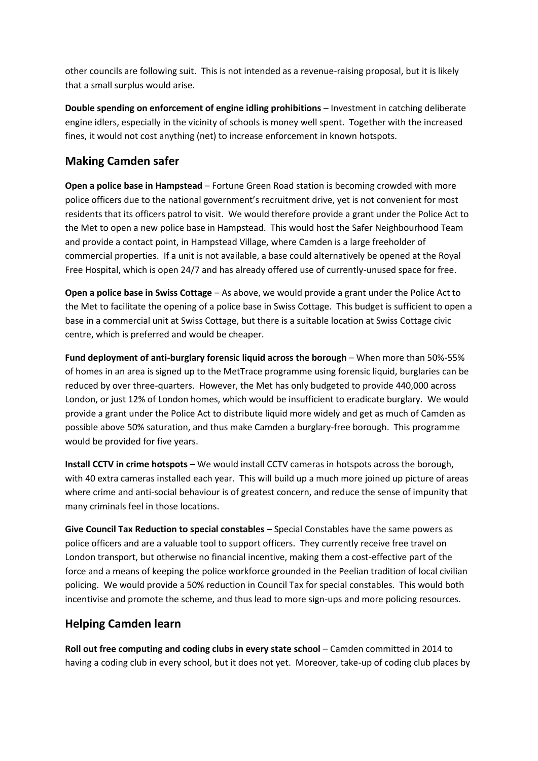other councils are following suit. This is not intended as a revenue-raising proposal, but it is likely that a small surplus would arise.

**Double spending on enforcement of engine idling prohibitions** – Investment in catching deliberate engine idlers, especially in the vicinity of schools is money well spent. Together with the increased fines, it would not cost anything (net) to increase enforcement in known hotspots.

## Making Camden safer

**Open a police base in Hampstead** – Fortune Green Road station is becoming crowded with more police officers due to the national government's recruitment drive, yet is not convenient for most residents that its officers patrol to visit. We would therefore provide a grant under the Police Act to the Met to open a new police base in Hampstead. This would host the Safer Neighbourhood Team and provide a contact point, in Hampstead Village, where Camden is a large freeholder of commercial properties. If a unit is not available, a base could alternatively be opened at the Royal Free Hospital, which is open 24/7 and has already offered use of currently-unused space for free.

**Open a police base in Swiss Cottage** – As above, we would provide a grant under the Police Act to the Met to facilitate the opening of a police base in Swiss Cottage. This budget is sufficient to open a base in a commercial unit at Swiss Cottage, but there is a suitable location at Swiss Cottage civic centre, which is preferred and would be cheaper.

**Fund deployment of anti-burglary forensic liquid across the borough** – When more than 50%-55% of homes in an area is signed up to the MetTrace programme using forensic liquid, burglaries can be reduced by over three-quarters. However, the Met has only budgeted to provide 440,000 across London, or just 12% of London homes, which would be insufficient to eradicate burglary. We would provide a grant under the Police Act to distribute liquid more widely and get as much of Camden as possible above 50% saturation, and thus make Camden a burglary-free borough. This programme would be provided for five years.

**Install CCTV in crime hotspots** – We would install CCTV cameras in hotspots across the borough, with 40 extra cameras installed each year. This will build up a much more joined up picture of areas where crime and anti-social behaviour is of greatest concern, and reduce the sense of impunity that many criminals feel in those locations.

**Give Council Tax Reduction to special constables** – Special Constables have the same powers as police officers and are a valuable tool to support officers. They currently receive free travel on London transport, but otherwise no financial incentive, making them a cost-effective part of the force and a means of keeping the police workforce grounded in the Peelian tradition of local civilian policing. We would provide a 50% reduction in Council Tax for special constables. This would both incentivise and promote the scheme, and thus lead to more sign-ups and more policing resources.

## Helping Camden learn

**Roll out free computing and coding clubs in every state school** – Camden committed in 2014 to having a coding club in every school, but it does not yet. Moreover, take-up of coding club places by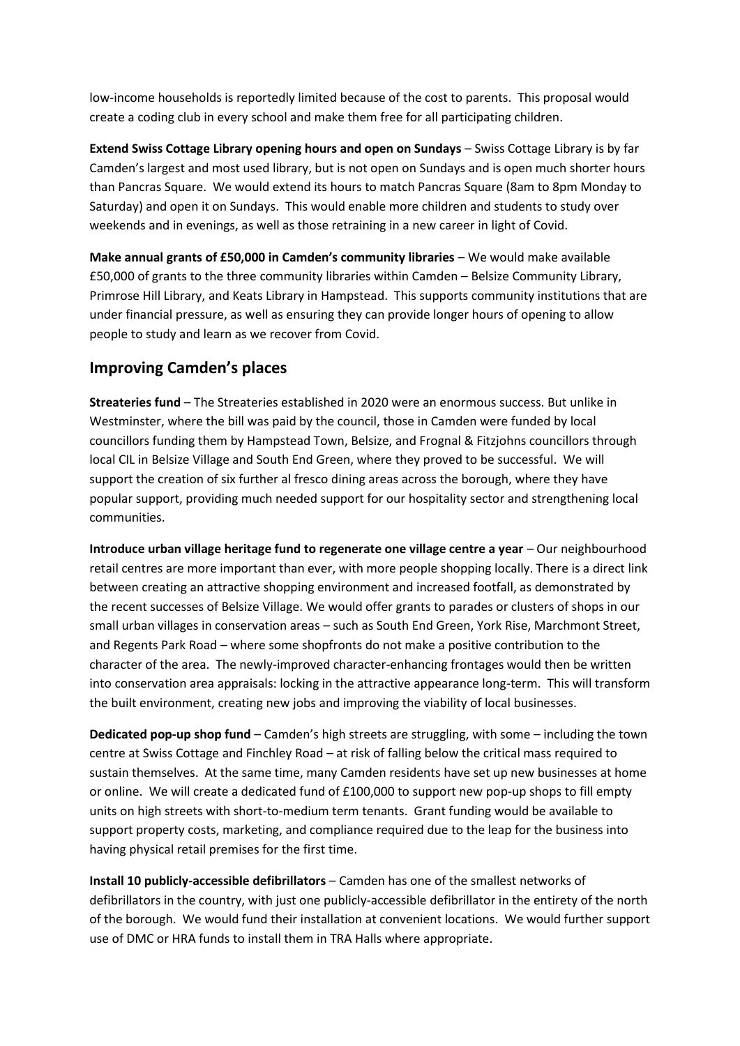low-income households is reportedly limited because of the cost to parents. This proposal would create a coding club in every school and make them free for all participating children.

**Extend Swiss Cottage Library opening hours and open on Sundays** – Swiss Cottage Library is by far Camden's largest and most used library, but is not open on Sundays and is open much shorter hours than Pancras Square. We would extend its hours to match Pancras Square (8am to 8pm Monday to Saturday) and open it on Sundays. This would enable more children and students to study over weekends and in evenings, as well as those retraining in a new career in light of Covid.

**Make annual grants of £50,000 in Camden's community libraries** – We would make available £50,000 of grants to the three community libraries within Camden – Belsize Community Library, Primrose Hill Library, and Keats Library in Hampstead. This supports community institutions that are under financial pressure, as well as ensuring they can provide longer hours of opening to allow people to study and learn as we recover from Covid.

## Improving Camden's places

**Streateries fund** – The Streateries established in 2020 were an enormous success. But unlike in Westminster, where the bill was paid by the council, those in Camden were funded by local councillors funding them by Hampstead Town, Belsize, and Frognal & Fitzjohns councillors through local CIL in Belsize Village and South End Green, where they proved to be successful. We will support the creation of six further al fresco dining areas across the borough, where they have popular support, providing much needed support for our hospitality sector and strengthening local communities.

**Introduce urban village heritage fund to regenerate one village centre a year** – Our neighbourhood retail centres are more important than ever, with more people shopping locally. There is a direct link between creating an attractive shopping environment and increased footfall, as demonstrated by the recent successes of Belsize Village. We would offer grants to parades or clusters of shops in our small urban villages in conservation areas – such as South End Green, York Rise, Marchmont Street, and Regents Park Road – where some shopfronts do not make a positive contribution to the character of the area. The newly-improved character-enhancing frontages would then be written into conservation area appraisals: locking in the attractive appearance long-term. This will transform the built environment, creating new jobs and improving the viability of local businesses.

**Dedicated pop-up shop fund** – Camden's high streets are struggling, with some – including the town centre at Swiss Cottage and Finchley Road – at risk of falling below the critical mass required to sustain themselves. At the same time, many Camden residents have set up new businesses at home or online. We will create a dedicated fund of £100,000 to support new pop-up shops to fill empty units on high streets with short-to-medium term tenants. Grant funding would be available to support property costs, marketing, and compliance required due to the leap for the business into having physical retail premises for the first time.

**Install 10 publicly-accessible defibrillators** – Camden has one of the smallest networks of defibrillators in the country, with just one publicly-accessible defibrillator in the entirety of the north of the borough. We would fund their installation at convenient locations. We would further support use of DMC or HRA funds to install them in TRA Halls where appropriate.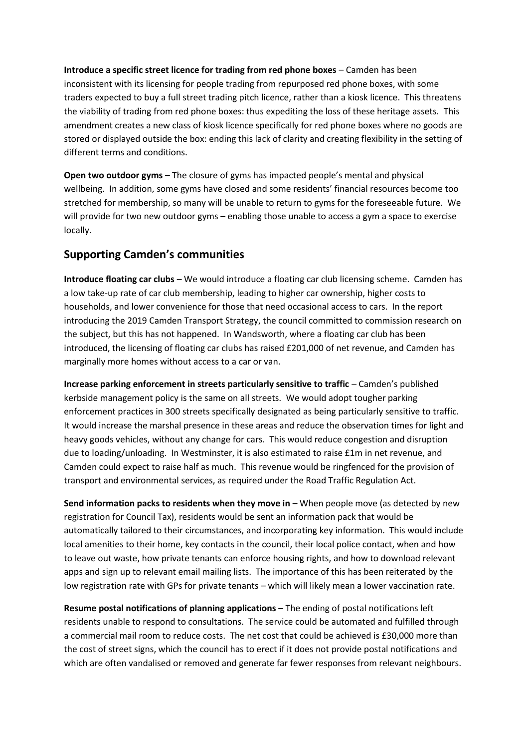**Introduce a specific street licence for trading from red phone boxes** – Camden has been inconsistent with its licensing for people trading from repurposed red phone boxes, with some traders expected to buy a full street trading pitch licence, rather than a kiosk licence. This threatens the viability of trading from red phone boxes: thus expediting the loss of these heritage assets. This amendment creates a new class of kiosk licence specifically for red phone boxes where no goods are stored or displayed outside the box: ending this lack of clarity and creating flexibility in the setting of different terms and conditions.

**Open two outdoor gyms** – The closure of gyms has impacted people's mental and physical wellbeing. In addition, some gyms have closed and some residents' financial resources become too stretched for membership, so many will be unable to return to gyms for the foreseeable future. We will provide for two new outdoor gyms – enabling those unable to access a gym a space to exercise locally.

## Supporting Camden's communities

**Introduce floating car clubs** – We would introduce a floating car club licensing scheme. Camden has a low take-up rate of car club membership, leading to higher car ownership, higher costs to households, and lower convenience for those that need occasional access to cars. In the report introducing the 2019 Camden Transport Strategy, the council committed to commission research on the subject, but this has not happened. In Wandsworth, where a floating car club has been introduced, the licensing of floating car clubs has raised £201,000 of net revenue, and Camden has marginally more homes without access to a car or van.

**Increase parking enforcement in streets particularly sensitive to traffic** – Camden's published kerbside management policy is the same on all streets. We would adopt tougher parking enforcement practices in 300 streets specifically designated as being particularly sensitive to traffic. It would increase the marshal presence in these areas and reduce the observation times for light and heavy goods vehicles, without any change for cars. This would reduce congestion and disruption due to loading/unloading. In Westminster, it is also estimated to raise £1m in net revenue, and Camden could expect to raise half as much. This revenue would be ringfenced for the provision of transport and environmental services, as required under the Road Traffic Regulation Act.

**Send information packs to residents when they move in** – When people move (as detected by new registration for Council Tax), residents would be sent an information pack that would be automatically tailored to their circumstances, and incorporating key information. This would include local amenities to their home, key contacts in the council, their local police contact, when and how to leave out waste, how private tenants can enforce housing rights, and how to download relevant apps and sign up to relevant email mailing lists. The importance of this has been reiterated by the low registration rate with GPs for private tenants – which will likely mean a lower vaccination rate.

**Resume postal notifications of planning applications** – The ending of postal notifications left residents unable to respond to consultations. The service could be automated and fulfilled through a commercial mail room to reduce costs. The net cost that could be achieved is £30,000 more than the cost of street signs, which the council has to erect if it does not provide postal notifications and which are often vandalised or removed and generate far fewer responses from relevant neighbours.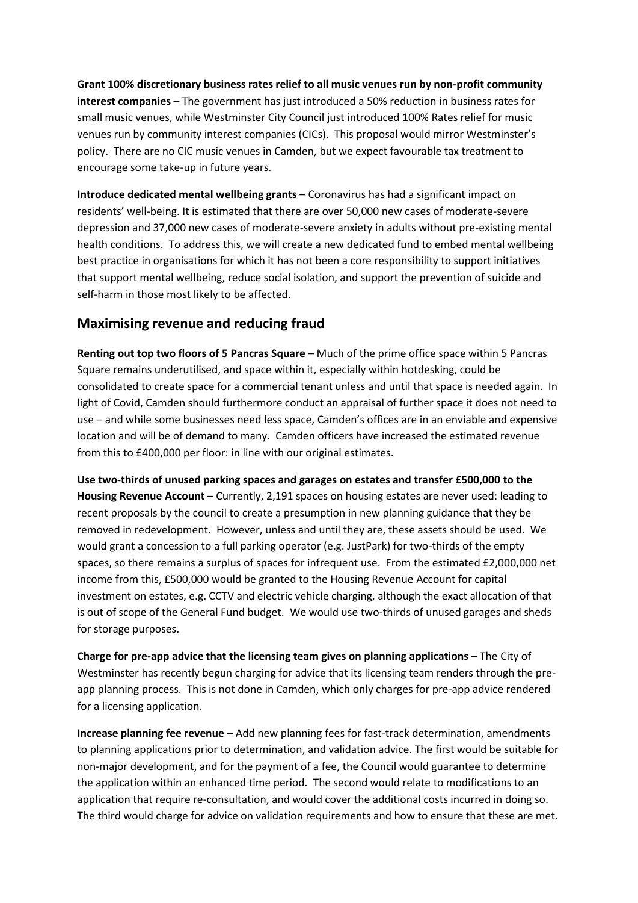**Grant 100% discretionary business rates relief to all music venues run by non-profit community interest companies** – The government has just introduced a 50% reduction in business rates for small music venues, while Westminster City Council just introduced 100% Rates relief for music venues run by community interest companies (CICs). This proposal would mirror Westminster's policy. There are no CIC music venues in Camden, but we expect favourable tax treatment to encourage some take-up in future years.

**Introduce dedicated mental wellbeing grants** – Coronavirus has had a significant impact on residents' well-being. It is estimated that there are over 50,000 new cases of moderate-severe depression and 37,000 new cases of moderate-severe anxiety in adults without pre-existing mental health conditions. To address this, we will create a new dedicated fund to embed mental wellbeing best practice in organisations for which it has not been a core responsibility to support initiatives that support mental wellbeing, reduce social isolation, and support the prevention of suicide and self-harm in those most likely to be affected.

## Maximising revenue and reducing fraud

**Renting out top two floors of 5 Pancras Square** – Much of the prime office space within 5 Pancras Square remains underutilised, and space within it, especially within hotdesking, could be consolidated to create space for a commercial tenant unless and until that space is needed again. In light of Covid, Camden should furthermore conduct an appraisal of further space it does not need to use – and while some businesses need less space, Camden's offices are in an enviable and expensive location and will be of demand to many. Camden officers have increased the estimated revenue from this to £400,000 per floor: in line with our original estimates.

**Use two-thirds of unused parking spaces and garages on estates and transfer £500,000 to the Housing Revenue Account** – Currently, 2,191 spaces on housing estates are never used: leading to recent proposals by the council to create a presumption in new planning guidance that they be removed in redevelopment. However, unless and until they are, these assets should be used. We would grant a concession to a full parking operator (e.g. JustPark) for two-thirds of the empty spaces, so there remains a surplus of spaces for infrequent use. From the estimated £2,000,000 net income from this, £500,000 would be granted to the Housing Revenue Account for capital investment on estates, e.g. CCTV and electric vehicle charging, although the exact allocation of that is out of scope of the General Fund budget. We would use two-thirds of unused garages and sheds for storage purposes.

**Charge for pre-app advice that the licensing team gives on planning applications** – The City of Westminster has recently begun charging for advice that its licensing team renders through the pre-app planning process. This is not done in Camden, which only charges for pre-app advice rendered for a licensing application.

**Increase planning fee revenue** – Add new planning fees for fast-track determination, amendments to planning applications prior to determination, and validation advice. The first would be suitable for non-major development, and for the payment of a fee, the Council would guarantee to determine the application within an enhanced time period. The second would relate to modifications to an application that require re-consultation, and would cover the additional costs incurred in doing so. The third would charge for advice on validation requirements and how to ensure that these are met.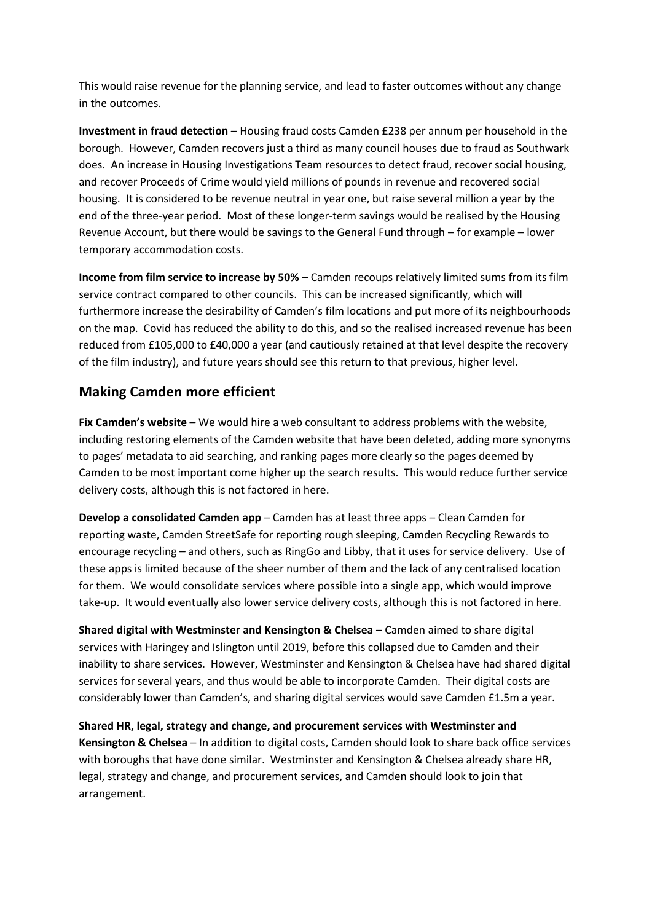This would raise revenue for the planning service, and lead to faster outcomes without any change in the outcomes.

**Investment in fraud detection** – Housing fraud costs Camden £238 per annum per household in the borough. However, Camden recovers just a third as many council houses due to fraud as Southwark does. An increase in Housing Investigations Team resources to detect fraud, recover social housing, and recover Proceeds of Crime would yield millions of pounds in revenue and recovered social housing. It is considered to be revenue neutral in year one, but raise several million a year by the end of the three-year period. Most of these longer-term savings would be realised by the Housing Revenue Account, but there would be savings to the General Fund through – for example – lower temporary accommodation costs.

**Income from film service to increase by 50%** – Camden recoups relatively limited sums from its film service contract compared to other councils. This can be increased significantly, which will furthermore increase the desirability of Camden's film locations and put more of its neighbourhoods on the map. Covid has reduced the ability to do this, and so the realised increased revenue has been reduced from £105,000 to £40,000 a year (and cautiously retained at that level despite the recovery of the film industry), and future years should see this return to that previous, higher level.

## Making Camden more efficient

**Fix Camden's website** – We would hire a web consultant to address problems with the website, including restoring elements of the Camden website that have been deleted, adding more synonyms to pages' metadata to aid searching, and ranking pages more clearly so the pages deemed by Camden to be most important come higher up the search results. This would reduce further service delivery costs, although this is not factored in here.

**Develop a consolidated Camden app** – Camden has at least three apps – Clean Camden for reporting waste, Camden StreetSafe for reporting rough sleeping, Camden Recycling Rewards to encourage recycling – and others, such as RingGo and Libby, that it uses for service delivery. Use of these apps is limited because of the sheer number of them and the lack of any centralised location for them. We would consolidate services where possible into a single app, which would improve take-up. It would eventually also lower service delivery costs, although this is not factored in here.

**Shared digital with Westminster and Kensington & Chelsea** – Camden aimed to share digital services with Haringey and Islington until 2019, before this collapsed due to Camden and their inability to share services. However, Westminster and Kensington & Chelsea have had shared digital services for several years, and thus would be able to incorporate Camden. Their digital costs are considerably lower than Camden's, and sharing digital services would save Camden £1.5m a year.

**Shared HR, legal, strategy and change, and procurement services with Westminster and Kensington & Chelsea** – In addition to digital costs, Camden should look to share back office services with boroughs that have done similar. Westminster and Kensington & Chelsea already share HR, legal, strategy and change, and procurement services, and Camden should look to join that arrangement.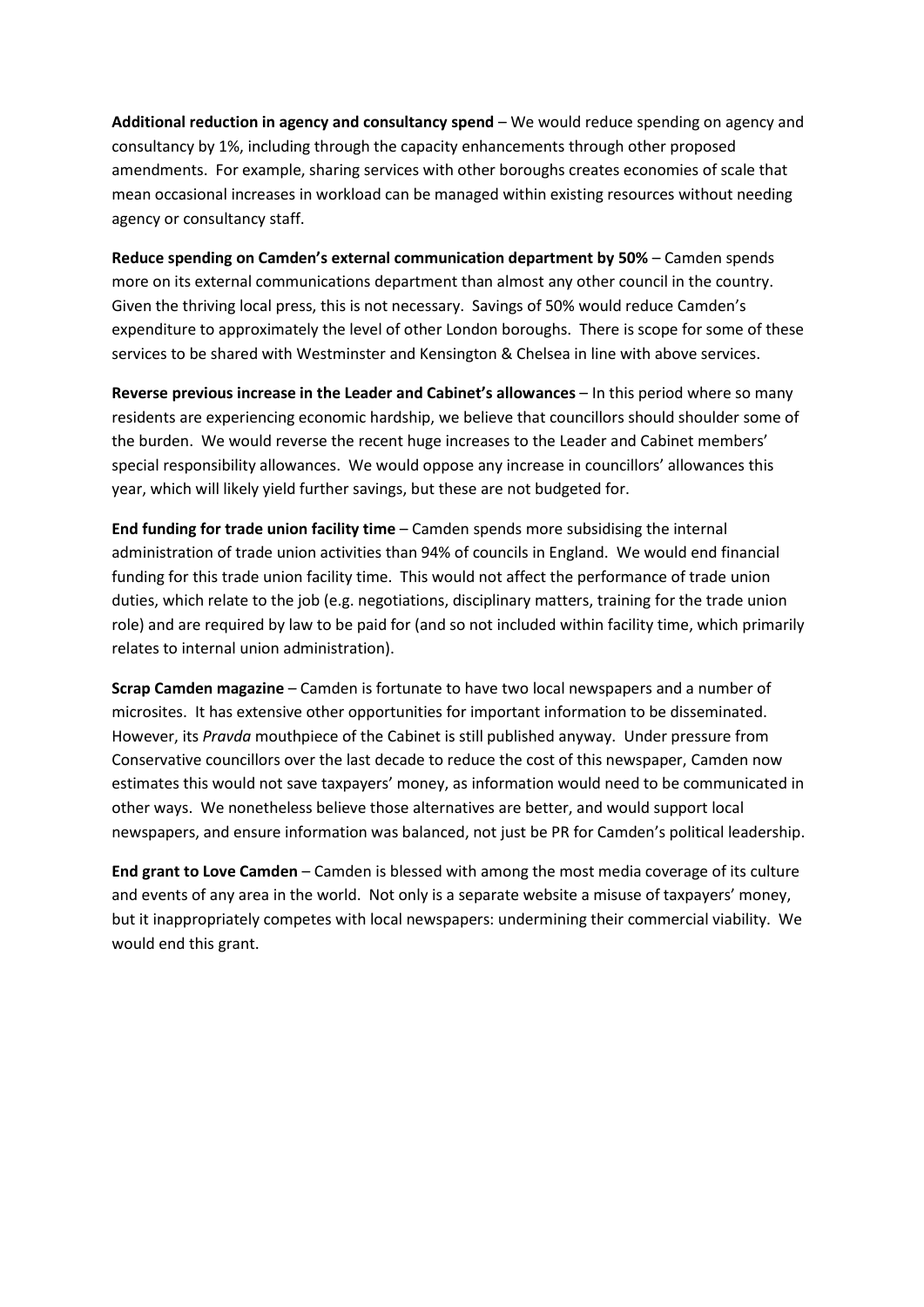**Additional reduction in agency and consultancy spend** – We would reduce spending on agency and consultancy by 1%, including through the capacity enhancements through other proposed amendments. For example, sharing services with other boroughs creates economies of scale that mean occasional increases in workload can be managed within existing resources without needing agency or consultancy staff.

**Reduce spending on Camden's external communication department by 50%** – Camden spends more on its external communications department than almost any other council in the country. Given the thriving local press, this is not necessary. Savings of 50% would reduce Camden's expenditure to approximately the level of other London boroughs. There is scope for some of these services to be shared with Westminster and Kensington & Chelsea in line with above services.

**Reverse previous increase in the Leader and Cabinet's allowances** – In this period where so many residents are experiencing economic hardship, we believe that councillors should shoulder some of the burden. We would reverse the recent huge increases to the Leader and Cabinet members' special responsibility allowances. We would oppose any increase in councillors' allowances this year, which will likely yield further savings, but these are not budgeted for.

**End funding for trade union facility time** – Camden spends more subsidising the internal administration of trade union activities than 94% of councils in England. We would end financial funding for this trade union facility time. This would not affect the performance of trade union duties, which relate to the job (e.g. negotiations, disciplinary matters, training for the trade union role) and are required by law to be paid for (and so not included within facility time, which primarily relates to internal union administration).

**Scrap Camden magazine** – Camden is fortunate to have two local newspapers and a number of microsites. It has extensive other opportunities for important information to be disseminated. However, its *Pravda* mouthpiece of the Cabinet is still published anyway. Under pressure from Conservative councillors over the last decade to reduce the cost of this newspaper, Camden now estimates this would not save taxpayers' money, as information would need to be communicated in other ways. We nonetheless believe those alternatives are better, and would support local newspapers, and ensure information was balanced, not just be PR for Camden's political leadership.

**End grant to Love Camden** – Camden is blessed with among the most media coverage of its culture and events of any area in the world. Not only is a separate website a misuse of taxpayers' money, but it inappropriately competes with local newspapers: undermining their commercial viability. We would end this grant.